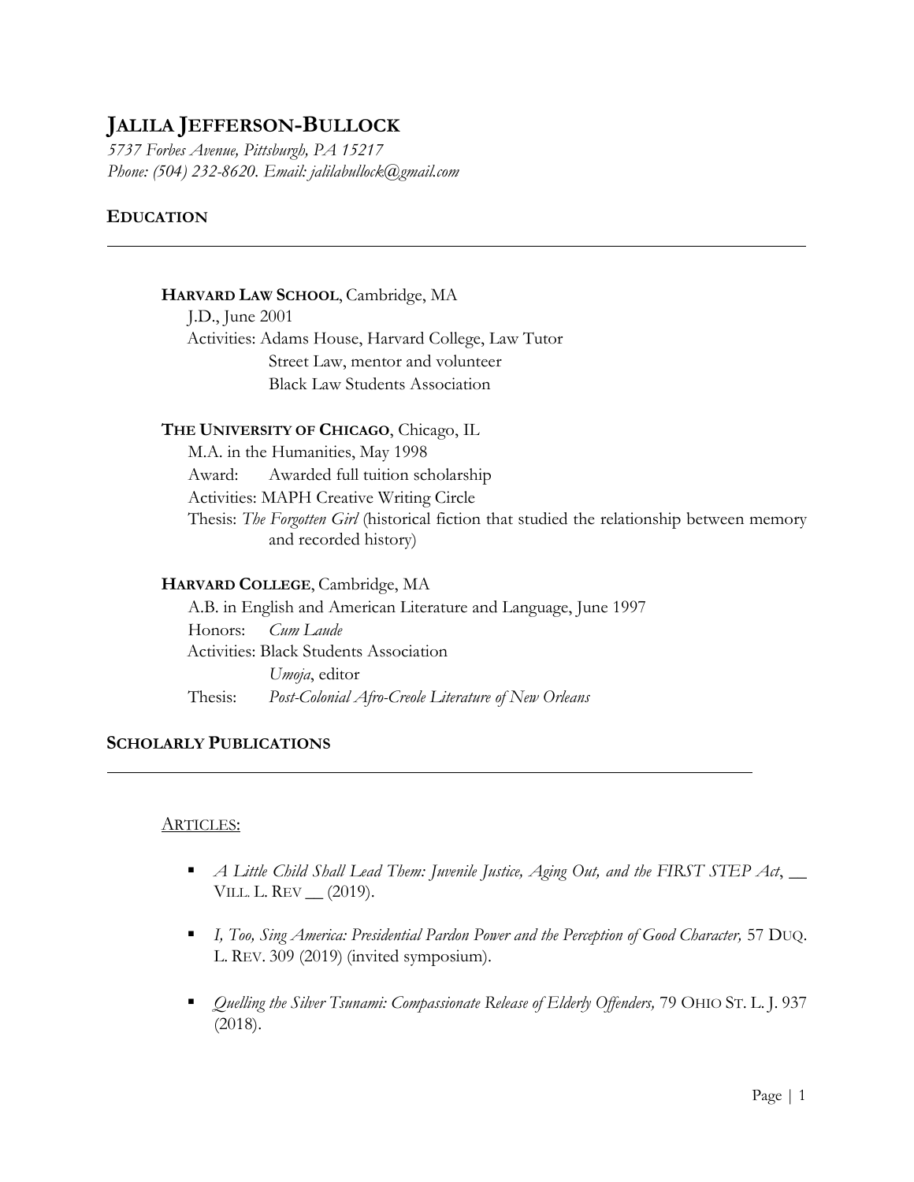# JALILA JEFFERSON-BULLOCK

*5737 Forbes Avenue, Pittsburgh, PA 15217*
*Phone: (504) 232-8620. Email: jalilabullock@gmail.com*

## EDUCATION

**HARVARD LAW SCHOOL**, Cambridge, MA
J.D., June 2001
Activities: Adams House, Harvard College, Law Tutor
Street Law, mentor and volunteer
Black Law Students Association

**THE UNIVERSITY OF CHICAGO**, Chicago, IL
M.A. in the Humanities, May 1998
Award: Awarded full tuition scholarship
Activities: MAPH Creative Writing Circle
Thesis: *The Forgotten Girl* (historical fiction that studied the relationship between memory and recorded history)

**HARVARD COLLEGE**, Cambridge, MA
A.B. in English and American Literature and Language, June 1997
Honors: *Cum Laude*
Activities: Black Students Association
*Umoja*, editor
Thesis: *Post-Colonial Afro-Creole Literature of New Orleans*

## SCHOLARLY PUBLICATIONS

ARTICLES:

- *A Little Child Shall Lead Them: Juvenile Justice, Aging Out, and the FIRST STEP Act*, __ VILL. L. REV __ (2019).
- *I, Too, Sing America: Presidential Pardon Power and the Perception of Good Character,* 57 DUQ. L. REV. 309 (2019) (invited symposium).
- *Quelling the Silver Tsunami: Compassionate Release of Elderly Offenders,* 79 OHIO ST. L. J. 937 (2018).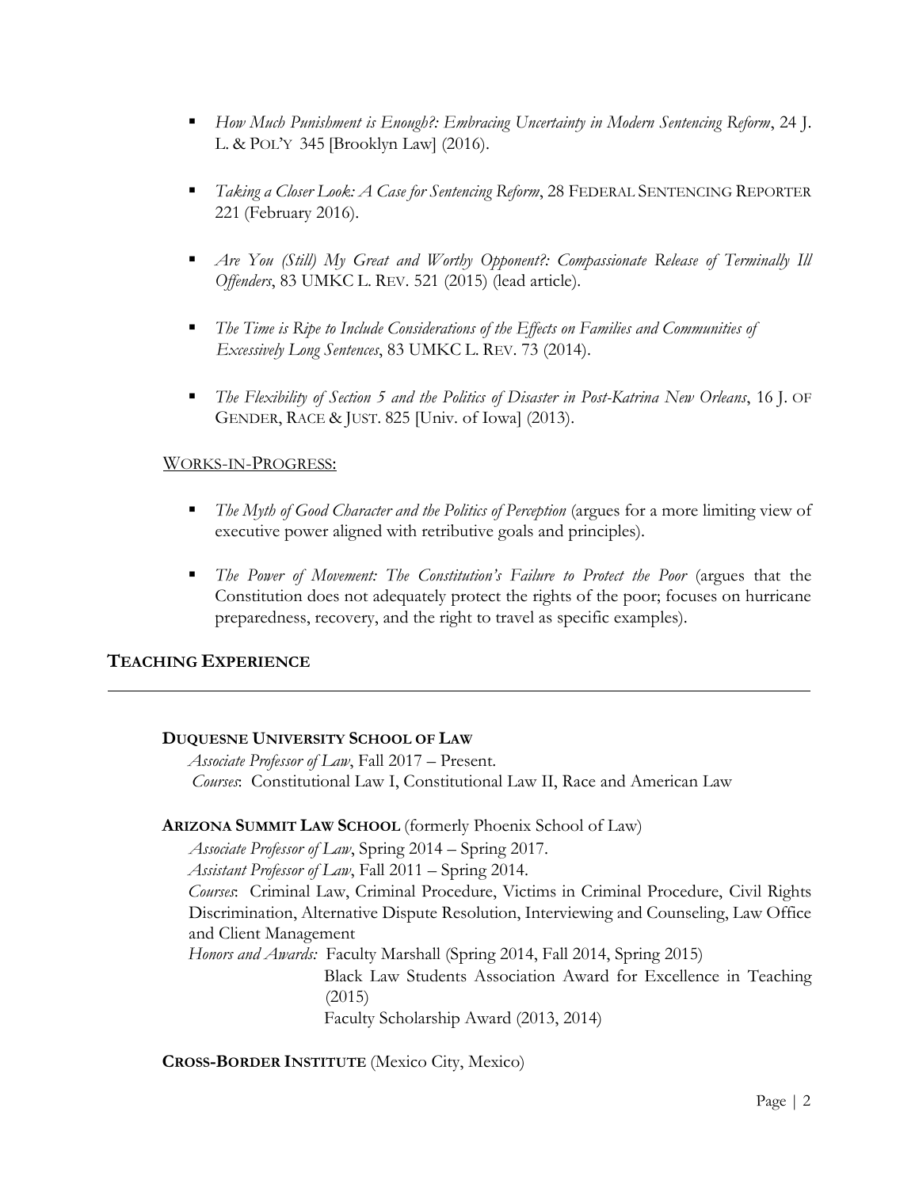- *How Much Punishment is Enough?: Embracing Uncertainty in Modern Sentencing Reform*, 24 J. L. & POL'Y 345 [Brooklyn Law] (2016).

- *Taking a Closer Look: A Case for Sentencing Reform*, 28 FEDERAL SENTENCING REPORTER 221 (February 2016).

- *Are You (Still) My Great and Worthy Opponent?: Compassionate Release of Terminally Ill Offenders*, 83 UMKC L. REV. 521 (2015) (lead article).

- *The Time is Ripe to Include Considerations of the Effects on Families and Communities of Excessively Long Sentences*, 83 UMKC L. REV. 73 (2014).

- *The Flexibility of Section 5 and the Politics of Disaster in Post-Katrina New Orleans*, 16 J. OF GENDER, RACE & JUST. 825 [Univ. of Iowa] (2013).

WORKS-IN-PROGRESS:

- *The Myth of Good Character and the Politics of Perception* (argues for a more limiting view of executive power aligned with retributive goals and principles).

- *The Power of Movement: The Constitution's Failure to Protect the Poor* (argues that the Constitution does not adequately protect the rights of the poor; focuses on hurricane preparedness, recovery, and the right to travel as specific examples).

## TEACHING EXPERIENCE

**DUQUESNE UNIVERSITY SCHOOL OF LAW**
*Associate Professor of Law*, Fall 2017 – Present.
*Courses*: Constitutional Law I, Constitutional Law II, Race and American Law

**ARIZONA SUMMIT LAW SCHOOL** (formerly Phoenix School of Law)
*Associate Professor of Law*, Spring 2014 – Spring 2017.
*Assistant Professor of Law*, Fall 2011 – Spring 2014.
*Courses*: Criminal Law, Criminal Procedure, Victims in Criminal Procedure, Civil Rights Discrimination, Alternative Dispute Resolution, Interviewing and Counseling, Law Office and Client Management
*Honors and Awards:* Faculty Marshall (Spring 2014, Fall 2014, Spring 2015)
Black Law Students Association Award for Excellence in Teaching (2015)
Faculty Scholarship Award (2013, 2014)

**CROSS-BORDER INSTITUTE** (Mexico City, Mexico)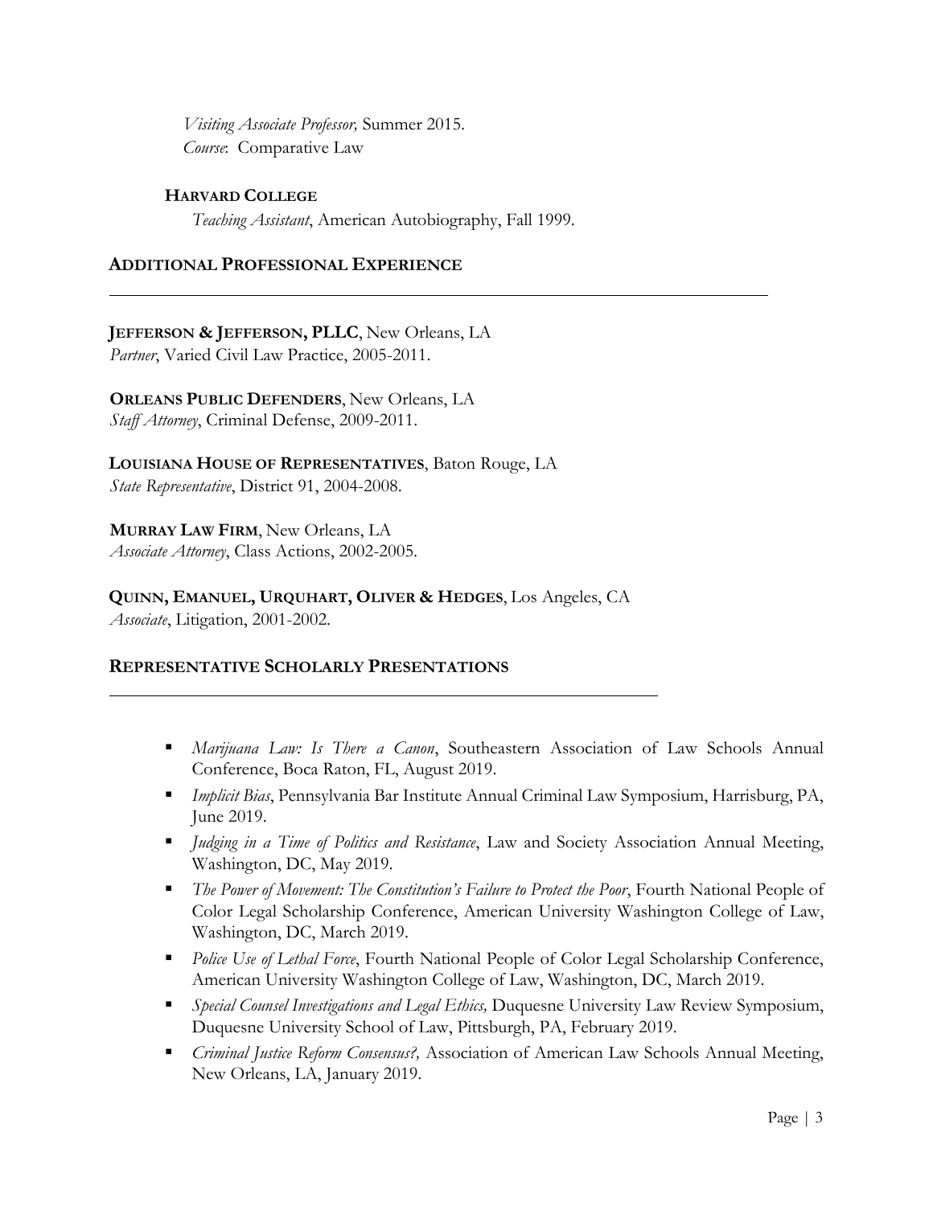*Visiting Associate Professor,* Summer 2015.
*Course*: Comparative Law

**HARVARD COLLEGE**
*Teaching Assistant*, American Autobiography, Fall 1999.

## ADDITIONAL PROFESSIONAL EXPERIENCE

**JEFFERSON & JEFFERSON, PLLC**, New Orleans, LA
*Partner*, Varied Civil Law Practice, 2005-2011.

**ORLEANS PUBLIC DEFENDERS**, New Orleans, LA
*Staff Attorney*, Criminal Defense, 2009-2011.

**LOUISIANA HOUSE OF REPRESENTATIVES**, Baton Rouge, LA
*State Representative*, District 91, 2004-2008.

**MURRAY LAW FIRM**, New Orleans, LA
*Associate Attorney*, Class Actions, 2002-2005.

**QUINN, EMANUEL, URQUHART, OLIVER & HEDGES**, Los Angeles, CA
*Associate*, Litigation, 2001-2002.

## REPRESENTATIVE SCHOLARLY PRESENTATIONS

- *Marijuana Law: Is There a Canon*, Southeastern Association of Law Schools Annual Conference, Boca Raton, FL, August 2019.
- *Implicit Bias*, Pennsylvania Bar Institute Annual Criminal Law Symposium, Harrisburg, PA, June 2019.
- *Judging in a Time of Politics and Resistance*, Law and Society Association Annual Meeting, Washington, DC, May 2019.
- *The Power of Movement: The Constitution's Failure to Protect the Poor*, Fourth National People of Color Legal Scholarship Conference, American University Washington College of Law, Washington, DC, March 2019.
- *Police Use of Lethal Force*, Fourth National People of Color Legal Scholarship Conference, American University Washington College of Law, Washington, DC, March 2019.
- *Special Counsel Investigations and Legal Ethics,* Duquesne University Law Review Symposium, Duquesne University School of Law, Pittsburgh, PA, February 2019.
- *Criminal Justice Reform Consensus?,* Association of American Law Schools Annual Meeting, New Orleans, LA, January 2019.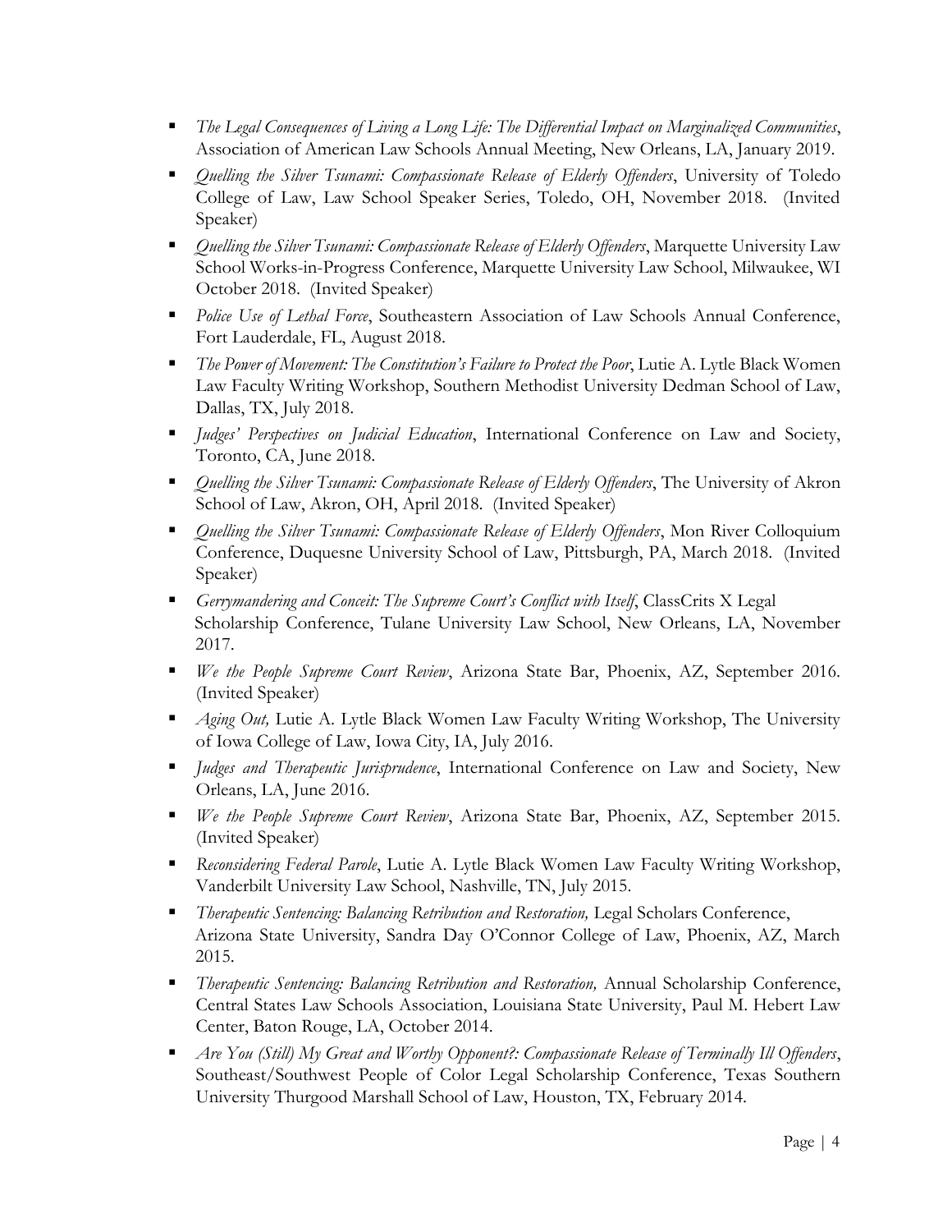- *The Legal Consequences of Living a Long Life: The Differential Impact on Marginalized Communities*, Association of American Law Schools Annual Meeting, New Orleans, LA, January 2019.
- *Quelling the Silver Tsunami: Compassionate Release of Elderly Offenders*, University of Toledo College of Law, Law School Speaker Series, Toledo, OH, November 2018. (Invited Speaker)
- *Quelling the Silver Tsunami: Compassionate Release of Elderly Offenders*, Marquette University Law School Works-in-Progress Conference, Marquette University Law School, Milwaukee, WI October 2018. (Invited Speaker)
- *Police Use of Lethal Force*, Southeastern Association of Law Schools Annual Conference, Fort Lauderdale, FL, August 2018.
- *The Power of Movement: The Constitution's Failure to Protect the Poor*, Lutie A. Lytle Black Women Law Faculty Writing Workshop, Southern Methodist University Dedman School of Law, Dallas, TX, July 2018.
- *Judges' Perspectives on Judicial Education*, International Conference on Law and Society, Toronto, CA, June 2018.
- *Quelling the Silver Tsunami: Compassionate Release of Elderly Offenders*, The University of Akron School of Law, Akron, OH, April 2018. (Invited Speaker)
- *Quelling the Silver Tsunami: Compassionate Release of Elderly Offenders*, Mon River Colloquium Conference, Duquesne University School of Law, Pittsburgh, PA, March 2018. (Invited Speaker)
- *Gerrymandering and Conceit: The Supreme Court's Conflict with Itself*, ClassCrits X Legal Scholarship Conference, Tulane University Law School, New Orleans, LA, November 2017.
- *We the People Supreme Court Review*, Arizona State Bar, Phoenix, AZ, September 2016. (Invited Speaker)
- *Aging Out,* Lutie A. Lytle Black Women Law Faculty Writing Workshop, The University of Iowa College of Law, Iowa City, IA, July 2016.
- *Judges and Therapeutic Jurisprudence*, International Conference on Law and Society, New Orleans, LA, June 2016.
- *We the People Supreme Court Review*, Arizona State Bar, Phoenix, AZ, September 2015. (Invited Speaker)
- *Reconsidering Federal Parole*, Lutie A. Lytle Black Women Law Faculty Writing Workshop, Vanderbilt University Law School, Nashville, TN, July 2015.
- *Therapeutic Sentencing: Balancing Retribution and Restoration,* Legal Scholars Conference, Arizona State University, Sandra Day O'Connor College of Law, Phoenix, AZ, March 2015.
- *Therapeutic Sentencing: Balancing Retribution and Restoration,* Annual Scholarship Conference, Central States Law Schools Association, Louisiana State University, Paul M. Hebert Law Center, Baton Rouge, LA, October 2014.
- *Are You (Still) My Great and Worthy Opponent?: Compassionate Release of Terminally Ill Offenders*, Southeast/Southwest People of Color Legal Scholarship Conference, Texas Southern University Thurgood Marshall School of Law, Houston, TX, February 2014.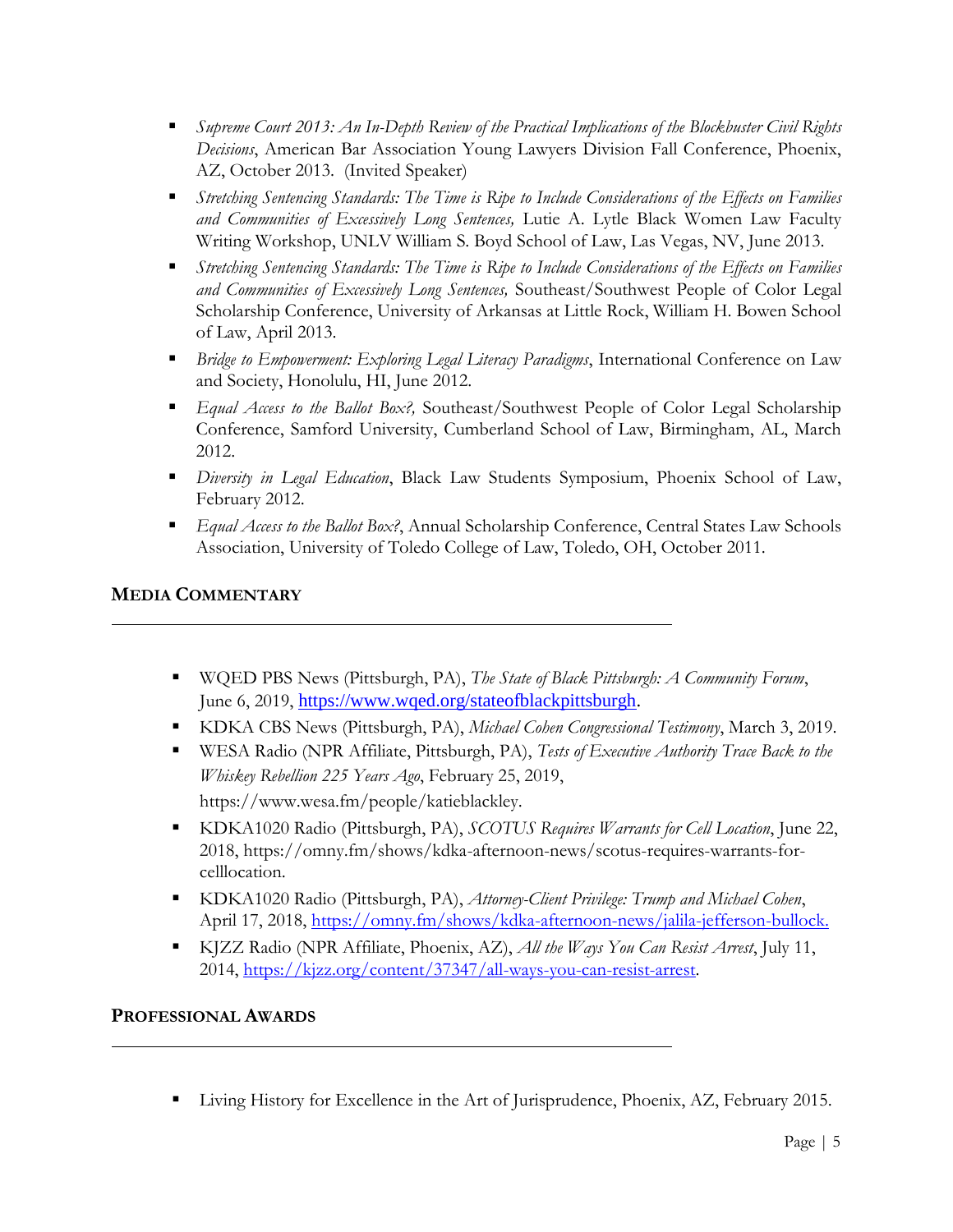- *Supreme Court 2013: An In-Depth Review of the Practical Implications of the Blockbuster Civil Rights Decisions*, American Bar Association Young Lawyers Division Fall Conference, Phoenix, AZ, October 2013. (Invited Speaker)
- *Stretching Sentencing Standards: The Time is Ripe to Include Considerations of the Effects on Families and Communities of Excessively Long Sentences,* Lutie A. Lytle Black Women Law Faculty Writing Workshop, UNLV William S. Boyd School of Law, Las Vegas, NV, June 2013.
- *Stretching Sentencing Standards: The Time is Ripe to Include Considerations of the Effects on Families and Communities of Excessively Long Sentences,* Southeast/Southwest People of Color Legal Scholarship Conference, University of Arkansas at Little Rock, William H. Bowen School of Law, April 2013.
- *Bridge to Empowerment: Exploring Legal Literacy Paradigms*, International Conference on Law and Society, Honolulu, HI, June 2012.
- *Equal Access to the Ballot Box?,* Southeast/Southwest People of Color Legal Scholarship Conference, Samford University, Cumberland School of Law, Birmingham, AL, March 2012.
- *Diversity in Legal Education*, Black Law Students Symposium, Phoenix School of Law, February 2012.
- *Equal Access to the Ballot Box?*, Annual Scholarship Conference, Central States Law Schools Association, University of Toledo College of Law, Toledo, OH, October 2011.

## MEDIA COMMENTARY

- WQED PBS News (Pittsburgh, PA), *The State of Black Pittsburgh: A Community Forum*, June 6, 2019, https://www.wqed.org/stateofblackpittsburgh.
- KDKA CBS News (Pittsburgh, PA), *Michael Cohen Congressional Testimony*, March 3, 2019.
- WESA Radio (NPR Affiliate, Pittsburgh, PA), *Tests of Executive Authority Trace Back to the Whiskey Rebellion 225 Years Ago*, February 25, 2019, https://www.wesa.fm/people/katieblackley.
- KDKA1020 Radio (Pittsburgh, PA), *SCOTUS Requires Warrants for Cell Location*, June 22, 2018, https://omny.fm/shows/kdka-afternoon-news/scotus-requires-warrants-for-celllocation.
- KDKA1020 Radio (Pittsburgh, PA), *Attorney-Client Privilege: Trump and Michael Cohen*, April 17, 2018, https://omny.fm/shows/kdka-afternoon-news/jalila-jefferson-bullock.
- KJZZ Radio (NPR Affiliate, Phoenix, AZ), *All the Ways You Can Resist Arrest*, July 11, 2014, https://kjzz.org/content/37347/all-ways-you-can-resist-arrest.

## PROFESSIONAL AWARDS

- Living History for Excellence in the Art of Jurisprudence, Phoenix, AZ, February 2015.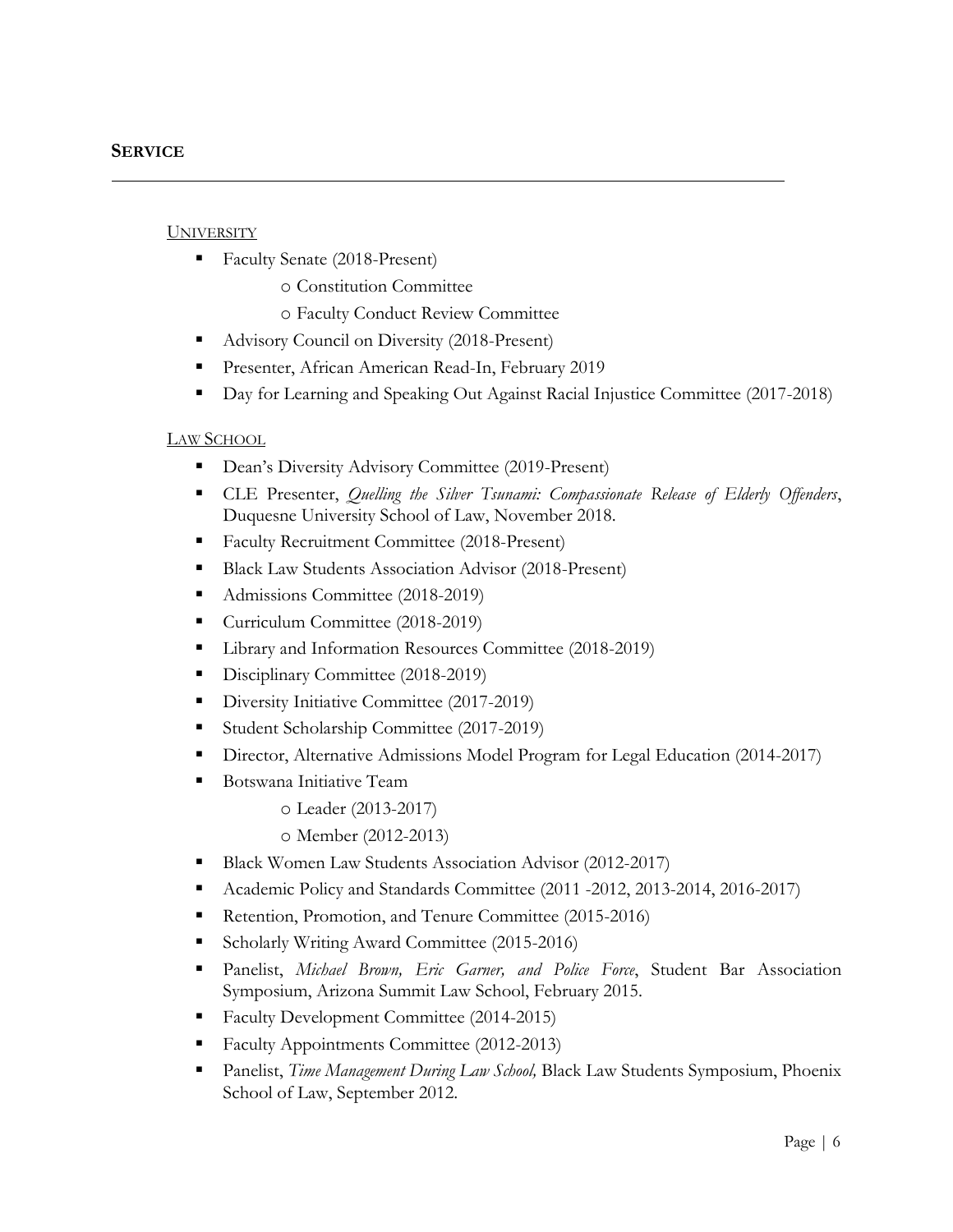## SERVICE

---

UNIVERSITY

- Faffaculty Senate (2018-Present)
  - Constitution Committee
  - Faculty Conduct Review Committee
- Advisory Council on Diversity (2018-Present)
- Presenter, African American Read-In, February 2019
- Day for Learning and Speaking Out Against Racial Injustice Committee (2017-2018)

LAW SCHOOL

- Dean's Diversity Advisory Committee (2019-Present)
- CLE Presenter, *Quelling the Silver Tsunami: Compassionate Release of Elderly Offenders*, Duquesne University School of Law, November 2018.
- Faculty Recruitment Committee (2018-Present)
- Black Law Students Association Advisor (2018-Present)
- Admissions Committee (2018-2019)
- Curriculum Committee (2018-2019)
- Library and Information Resources Committee (2018-2019)
- Disciplinary Committee (2018-2019)
- Diversity Initiative Committee (2017-2019)
- Student Scholarship Committee (2017-2019)
- Director, Alternative Admissions Model Program for Legal Education (2014-2017)
- Botswana Initiative Team
  - Leader (2013-2017)
  - Member (2012-2013)
- Black Women Law Students Association Advisor (2012-2017)
- Academic Policy and Standards Committee (2011 -2012, 2013-2014, 2016-2017)
- Retention, Promotion, and Tenure Committee (2015-2016)
- Scholarly Writing Award Committee (2015-2016)
- Panelist, *Michael Brown, Eric Garner, and Police Force*, Student Bar Association Symposium, Arizona Summit Law School, February 2015.
- Faculty Development Committee (2014-2015)
- Faculty Appointments Committee (2012-2013)
- Panelist, *Time Management During Law School,* Black Law Students Symposium, Phoenix School of Law, September 2012.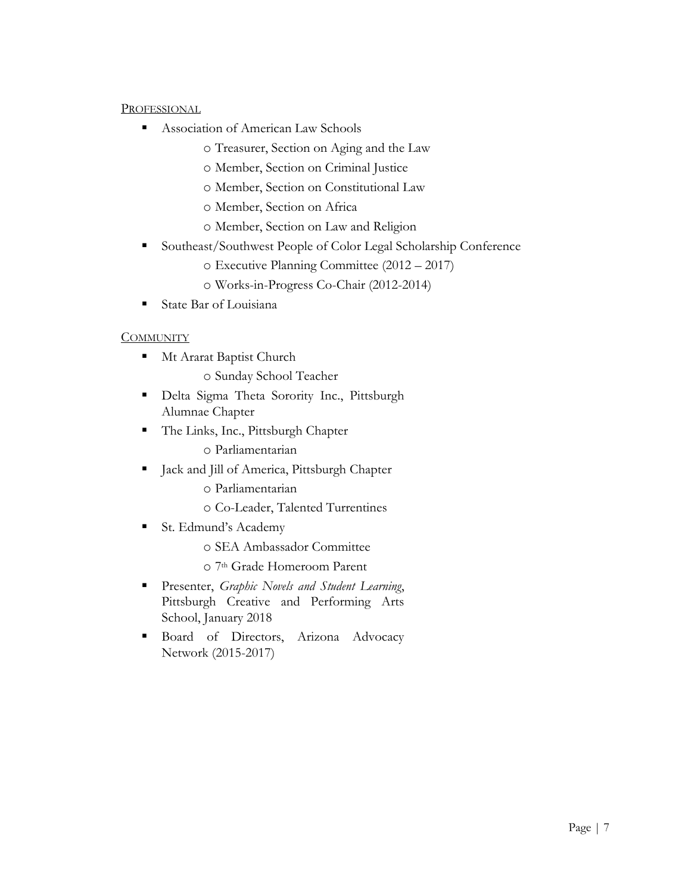PROFESSIONAL

- Association of American Law Schools
  - Treasurer, Section on Aging and the Law
  - Member, Section on Criminal Justice
  - Member, Section on Constitutional Law
  - Member, Section on Africa
  - Member, Section on Law and Religion
- Southeast/Southwest People of Color Legal Scholarship Conference
  - Executive Planning Committee (2012 – 2017)
  - Works-in-Progress Co-Chair (2012-2014)
- State Bar of Louisiana

COMMUNITY

- Mt Ararat Baptist Church
  - Sunday School Teacher
- Delta Sigma Theta Sorority Inc., Pittsburgh Alumnae Chapter
- The Links, Inc., Pittsburgh Chapter
  - Parliamentarian
- Jack and Jill of America, Pittsburgh Chapter
  - Parliamentarian
  - Co-Leader, Talented Turrentines
- St. Edmund's Academy
  - SEA Ambassador Committee
  - 7th Grade Homeroom Parent
- Presenter, *Graphic Novels and Student Learning*, Pittsburgh Creative and Performing Arts School, January 2018
- Board of Directors, Arizona Advocacy Network (2015-2017)